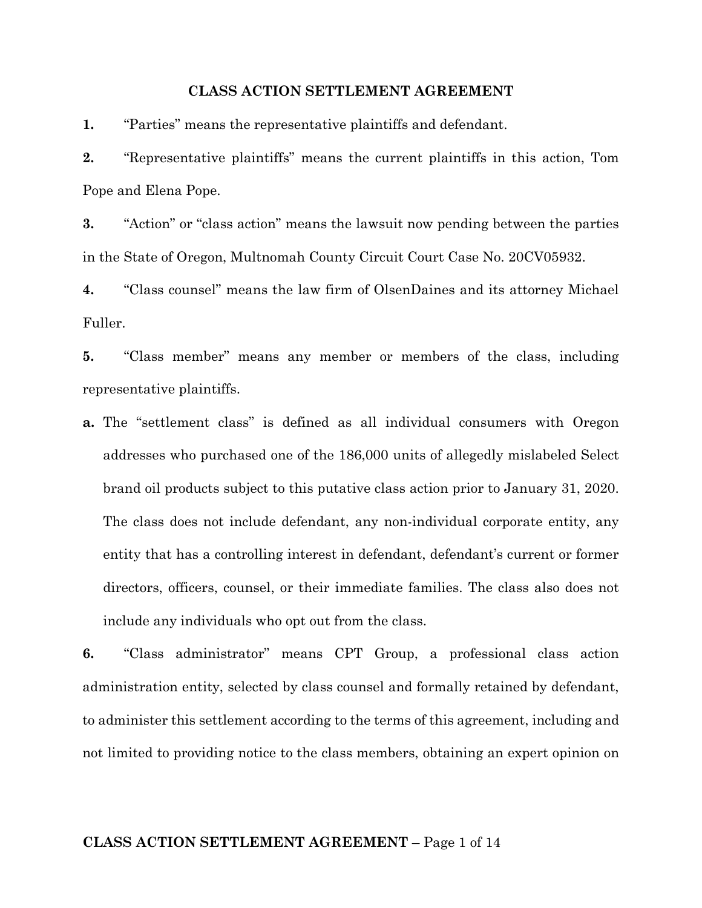# CLASS ACTION SETTLEMENT AGREEMENT

**1.** "Parties" means the representative plaintiffs and defendant.

**2.** "Representative plaintiffs" means the current plaintiffs in this action, Tom Pope and Elena Pope.

**3.** "Action" or "class action" means the lawsuit now pending between the parties in the State of Oregon, Multnomah County Circuit Court Case No. 20CV05932.

**4.** "Class counsel" means the law firm of OlsenDaines and its attorney Michael Fuller.

**5.** "Class member" means any member or members of the class, including representative plaintiffs.

**a.** The "settlement class" is defined as all individual consumers with Oregon addresses who purchased one of the 186,000 units of allegedly mislabeled Select brand oil products subject to this putative class action prior to January 31, 2020. The class does not include defendant, any non-individual corporate entity, any entity that has a controlling interest in defendant, defendant's current or former directors, officers, counsel, or their immediate families. The class also does not include any individuals who opt out from the class.

**6.** "Class administrator" means CPT Group, a professional class action administration entity, selected by class counsel and formally retained by defendant, to administer this settlement according to the terms of this agreement, including and not limited to providing notice to the class members, obtaining an expert opinion on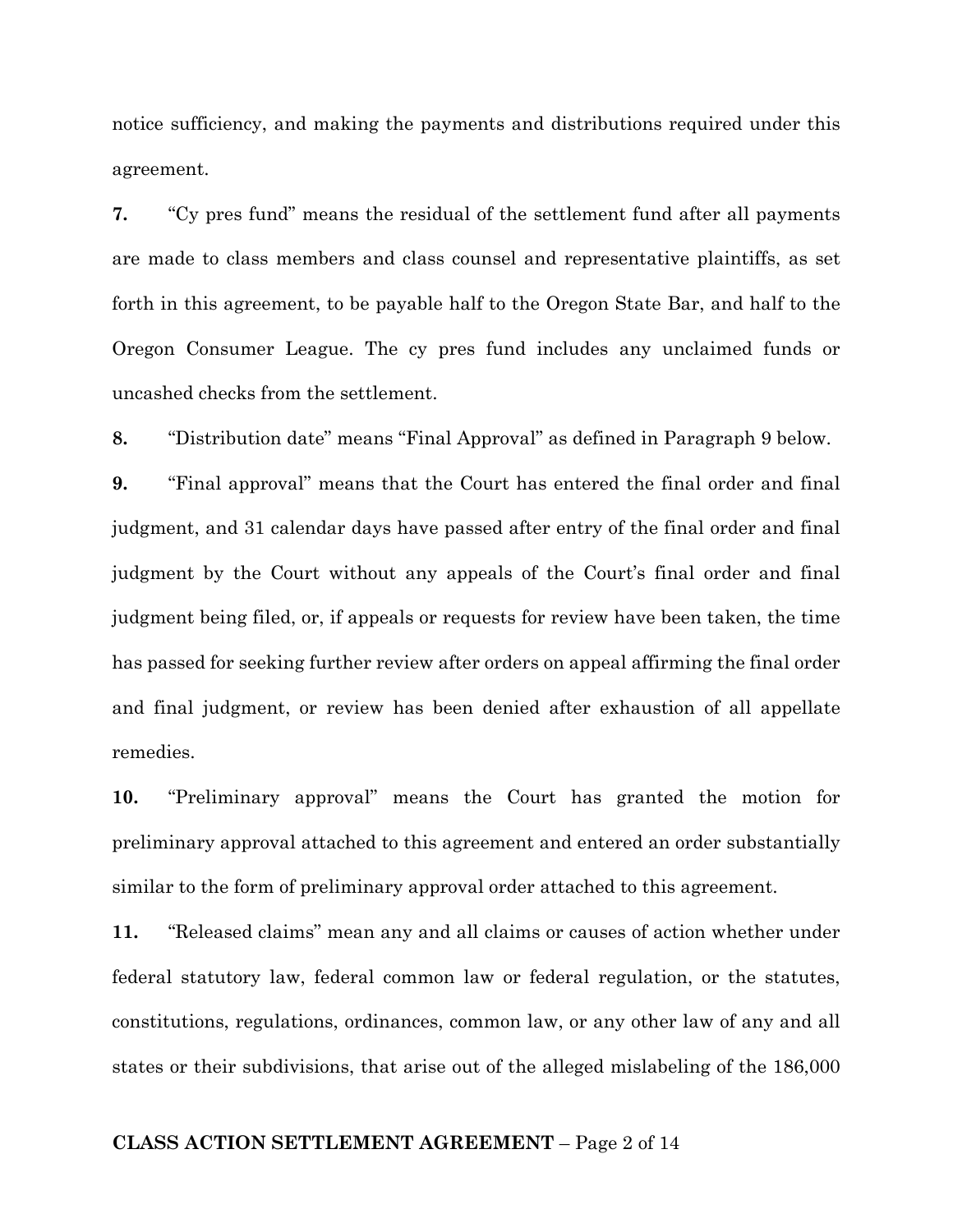notice sufficiency, and making the payments and distributions required under this agreement.

**7.** "Cy pres fund" means the residual of the settlement fund after all payments are made to class members and class counsel and representative plaintiffs, as set forth in this agreement, to be payable half to the Oregon State Bar, and half to the Oregon Consumer League. The cy pres fund includes any unclaimed funds or uncashed checks from the settlement.

**8.** "Distribution date" means "Final Approval" as defined in Paragraph 9 below.

**9.** "Final approval" means that the Court has entered the final order and final judgment, and 31 calendar days have passed after entry of the final order and final judgment by the Court without any appeals of the Court's final order and final judgment being filed, or, if appeals or requests for review have been taken, the time has passed for seeking further review after orders on appeal affirming the final order and final judgment, or review has been denied after exhaustion of all appellate remedies.

**10.** "Preliminary approval" means the Court has granted the motion for preliminary approval attached to this agreement and entered an order substantially similar to the form of preliminary approval order attached to this agreement.

**11.** "Released claims" mean any and all claims or causes of action whether under federal statutory law, federal common law or federal regulation, or the statutes, constitutions, regulations, ordinances, common law, or any other law of any and all states or their subdivisions, that arise out of the alleged mislabeling of the 186,000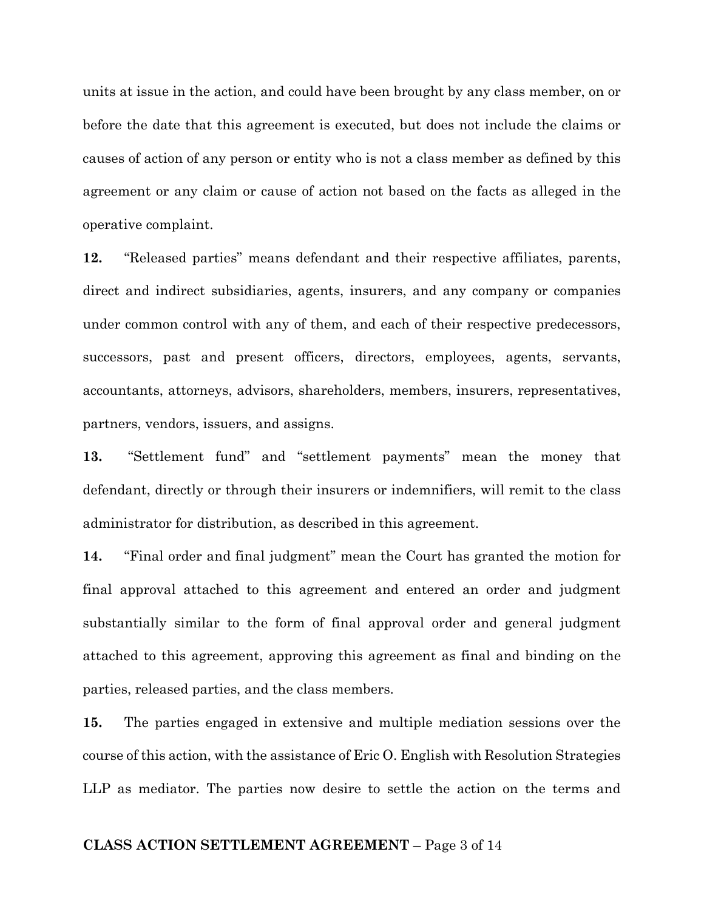units at issue in the action, and could have been brought by any class member, on or before the date that this agreement is executed, but does not include the claims or causes of action of any person or entity who is not a class member as defined by this agreement or any claim or cause of action not based on the facts as alleged in the operative complaint.

**12.** "Released parties" means defendant and their respective affiliates, parents, direct and indirect subsidiaries, agents, insurers, and any company or companies under common control with any of them, and each of their respective predecessors, successors, past and present officers, directors, employees, agents, servants, accountants, attorneys, advisors, shareholders, members, insurers, representatives, partners, vendors, issuers, and assigns.

**13.** "Settlement fund" and "settlement payments" mean the money that defendant, directly or through their insurers or indemnifiers, will remit to the class administrator for distribution, as described in this agreement.

**14.** "Final order and final judgment" mean the Court has granted the motion for final approval attached to this agreement and entered an order and judgment substantially similar to the form of final approval order and general judgment attached to this agreement, approving this agreement as final and binding on the parties, released parties, and the class members.

**15.** The parties engaged in extensive and multiple mediation sessions over the course of this action, with the assistance of Eric O. English with Resolution Strategies LLP as mediator. The parties now desire to settle the action on the terms and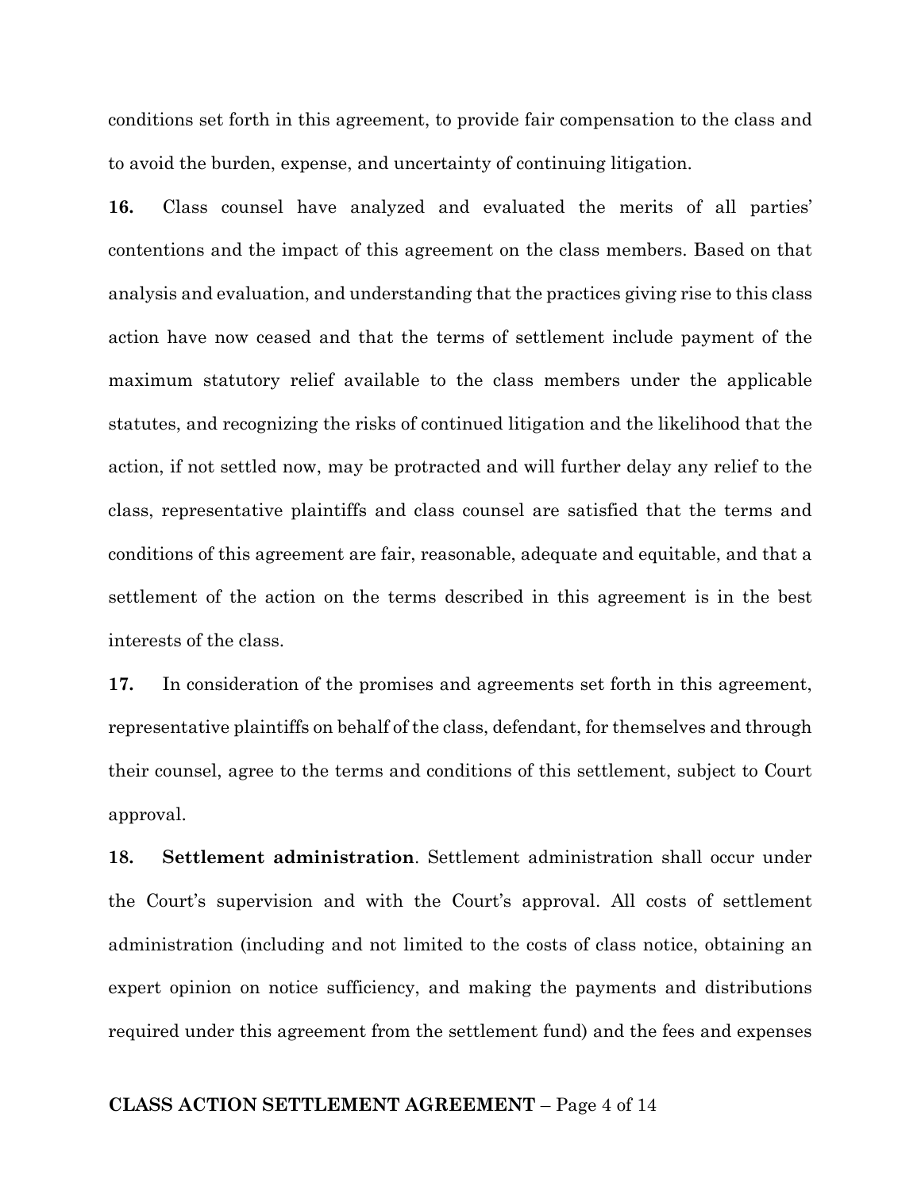conditions set forth in this agreement, to provide fair compensation to the class and to avoid the burden, expense, and uncertainty of continuing litigation.

**16.** Class counsel have analyzed and evaluated the merits of all parties' contentions and the impact of this agreement on the class members. Based on that analysis and evaluation, and understanding that the practices giving rise to this class action have now ceased and that the terms of settlement include payment of the maximum statutory relief available to the class members under the applicable statutes, and recognizing the risks of continued litigation and the likelihood that the action, if not settled now, may be protracted and will further delay any relief to the class, representative plaintiffs and class counsel are satisfied that the terms and conditions of this agreement are fair, reasonable, adequate and equitable, and that a settlement of the action on the terms described in this agreement is in the best interests of the class.

**17.** In consideration of the promises and agreements set forth in this agreement, representative plaintiffs on behalf of the class, defendant, for themselves and through their counsel, agree to the terms and conditions of this settlement, subject to Court approval.

**18.** **Settlement administration**. Settlement administration shall occur under the Court's supervision and with the Court's approval. All costs of settlement administration (including and not limited to the costs of class notice, obtaining an expert opinion on notice sufficiency, and making the payments and distributions required under this agreement from the settlement fund) and the fees and expenses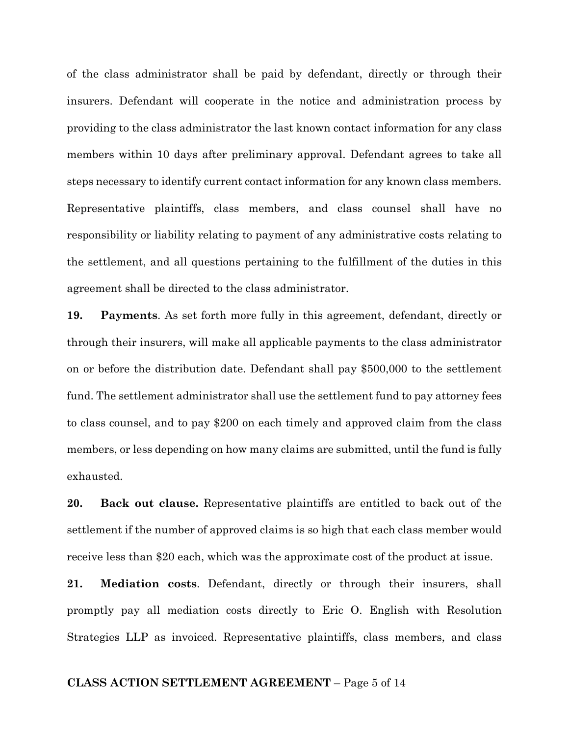of the class administrator shall be paid by defendant, directly or through their insurers. Defendant will cooperate in the notice and administration process by providing to the class administrator the last known contact information for any class members within 10 days after preliminary approval. Defendant agrees to take all steps necessary to identify current contact information for any known class members. Representative plaintiffs, class members, and class counsel shall have no responsibility or liability relating to payment of any administrative costs relating to the settlement, and all questions pertaining to the fulfillment of the duties in this agreement shall be directed to the class administrator.

**19. Payments**. As set forth more fully in this agreement, defendant, directly or through their insurers, will make all applicable payments to the class administrator on or before the distribution date. Defendant shall pay $500,000 to the settlement fund. The settlement administrator shall use the settlement fund to pay attorney fees to class counsel, and to pay $200 on each timely and approved claim from the class members, or less depending on how many claims are submitted, until the fund is fully exhausted.

**20. Back out clause.** Representative plaintiffs are entitled to back out of the settlement if the number of approved claims is so high that each class member would receive less than $20 each, which was the approximate cost of the product at issue.

**21. Mediation costs**. Defendant, directly or through their insurers, shall promptly pay all mediation costs directly to Eric O. English with Resolution Strategies LLP as invoiced. Representative plaintiffs, class members, and class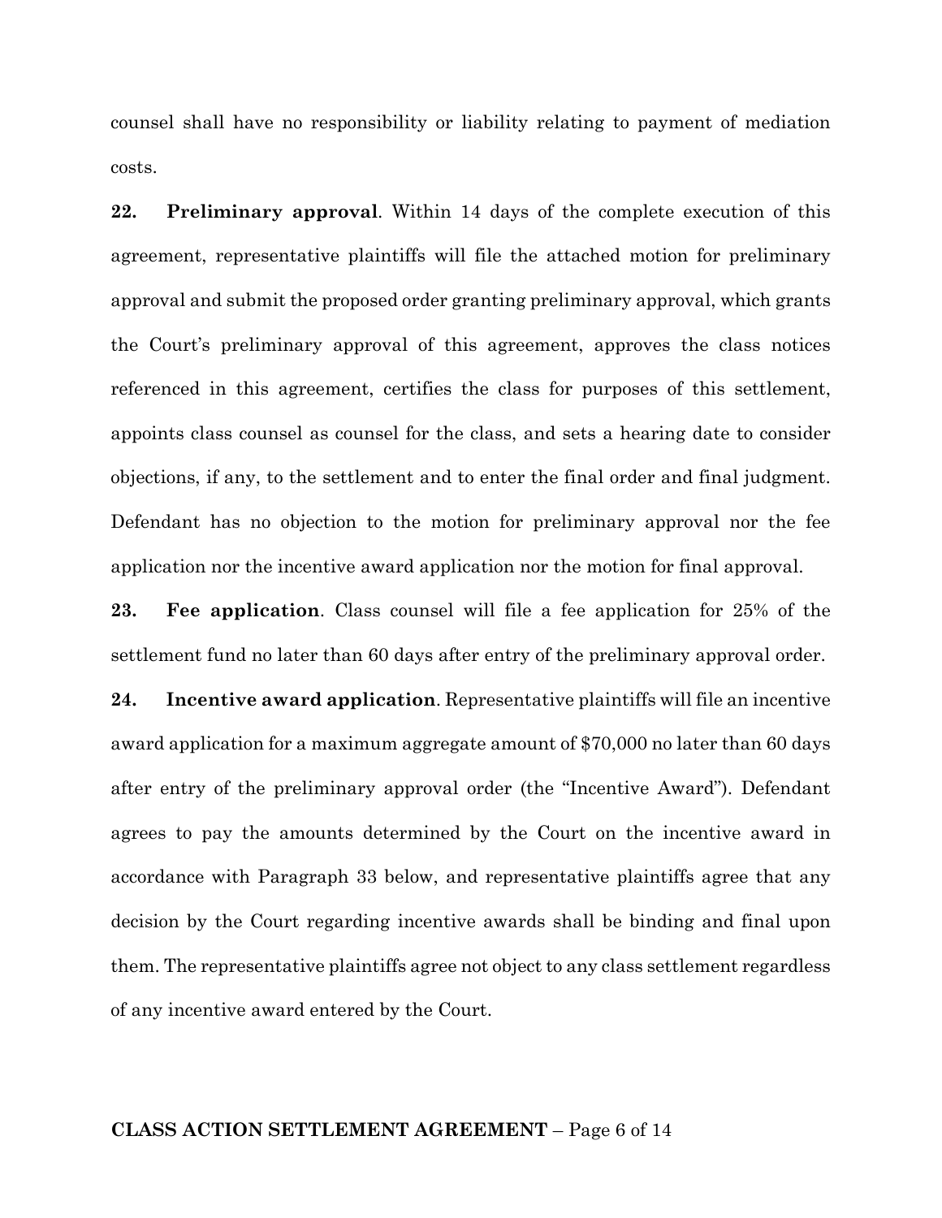counsel shall have no responsibility or liability relating to payment of mediation costs.

**22. Preliminary approval**. Within 14 days of the complete execution of this agreement, representative plaintiffs will file the attached motion for preliminary approval and submit the proposed order granting preliminary approval, which grants the Court's preliminary approval of this agreement, approves the class notices referenced in this agreement, certifies the class for purposes of this settlement, appoints class counsel as counsel for the class, and sets a hearing date to consider objections, if any, to the settlement and to enter the final order and final judgment. Defendant has no objection to the motion for preliminary approval nor the fee application nor the incentive award application nor the motion for final approval.

**23. Fee application**. Class counsel will file a fee application for 25% of the settlement fund no later than 60 days after entry of the preliminary approval order.

**24. Incentive award application**. Representative plaintiffs will file an incentive award application for a maximum aggregate amount of $70,000 no later than 60 days after entry of the preliminary approval order (the "Incentive Award"). Defendant agrees to pay the amounts determined by the Court on the incentive award in accordance with Paragraph 33 below, and representative plaintiffs agree that any decision by the Court regarding incentive awards shall be binding and final upon them. The representative plaintiffs agree not object to any class settlement regardless of any incentive award entered by the Court.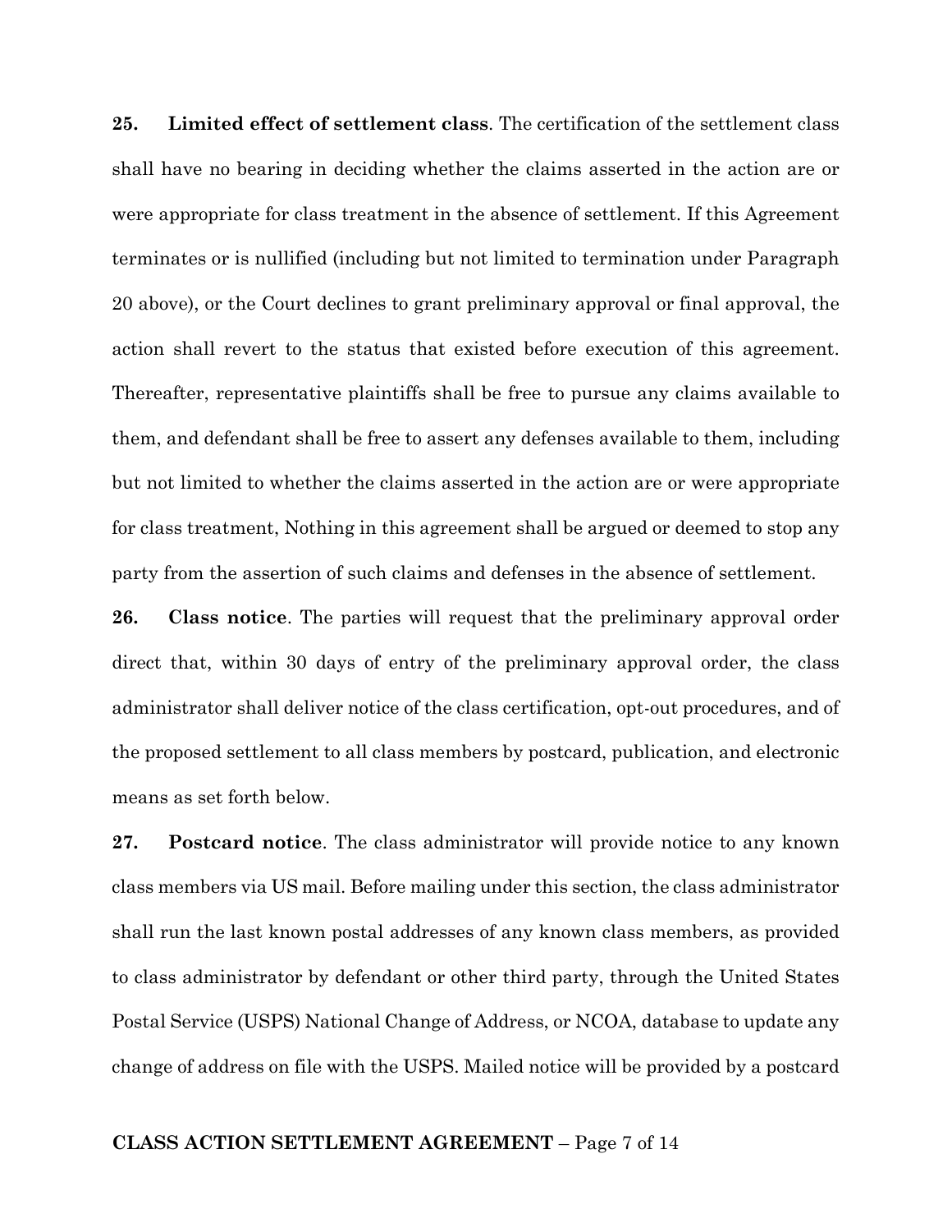**25. Limited effect of settlement class**. The certification of the settlement class shall have no bearing in deciding whether the claims asserted in the action are or were appropriate for class treatment in the absence of settlement. If this Agreement terminates or is nullified (including but not limited to termination under Paragraph 20 above), or the Court declines to grant preliminary approval or final approval, the action shall revert to the status that existed before execution of this agreement. Thereafter, representative plaintiffs shall be free to pursue any claims available to them, and defendant shall be free to assert any defenses available to them, including but not limited to whether the claims asserted in the action are or were appropriate for class treatment, Nothing in this agreement shall be argued or deemed to stop any party from the assertion of such claims and defenses in the absence of settlement.

**26. Class notice**. The parties will request that the preliminary approval order direct that, within 30 days of entry of the preliminary approval order, the class administrator shall deliver notice of the class certification, opt-out procedures, and of the proposed settlement to all class members by postcard, publication, and electronic means as set forth below.

**27. Postcard notice**. The class administrator will provide notice to any known class members via US mail. Before mailing under this section, the class administrator shall run the last known postal addresses of any known class members, as provided to class administrator by defendant or other third party, through the United States Postal Service (USPS) National Change of Address, or NCOA, database to update any change of address on file with the USPS. Mailed notice will be provided by a postcard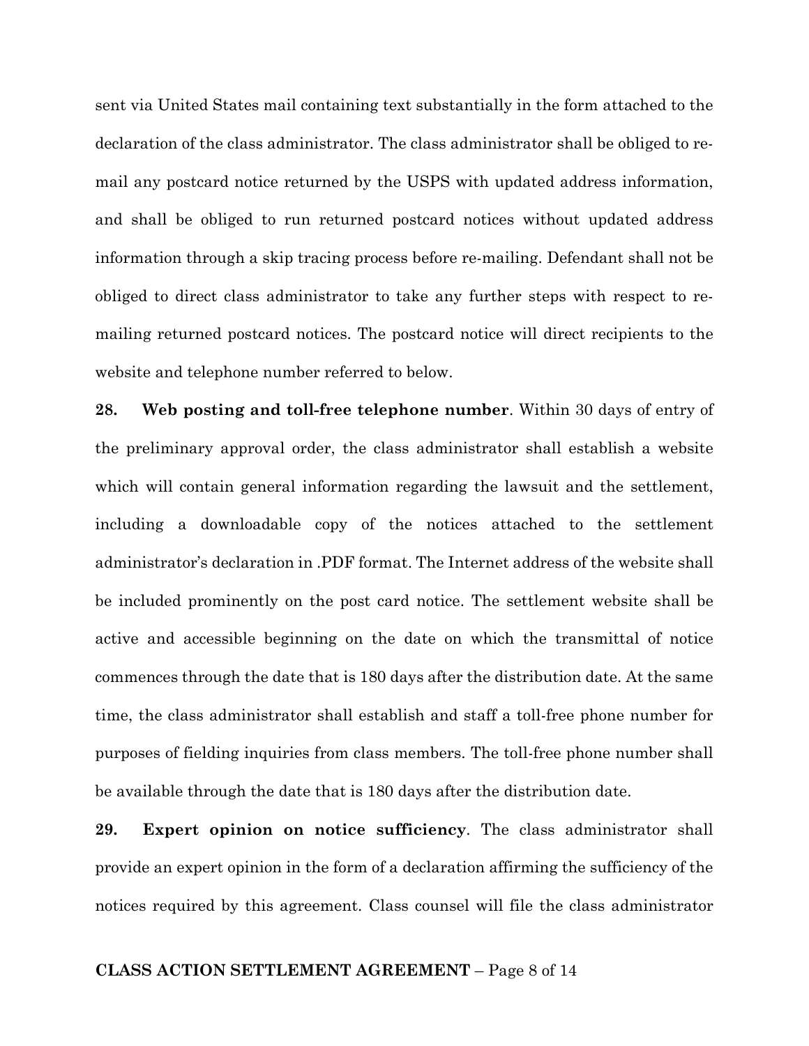sent via United States mail containing text substantially in the form attached to the declaration of the class administrator. The class administrator shall be obliged to re-mail any postcard notice returned by the USPS with updated address information, and shall be obliged to run returned postcard notices without updated address information through a skip tracing process before re-mailing. Defendant shall not be obliged to direct class administrator to take any further steps with respect to re-mailing returned postcard notices. The postcard notice will direct recipients to the website and telephone number referred to below.

**28. Web posting and toll-free telephone number**. Within 30 days of entry of the preliminary approval order, the class administrator shall establish a website which will contain general information regarding the lawsuit and the settlement, including a downloadable copy of the notices attached to the settlement administrator's declaration in .PDF format. The Internet address of the website shall be included prominently on the post card notice. The settlement website shall be active and accessible beginning on the date on which the transmittal of notice commences through the date that is 180 days after the distribution date. At the same time, the class administrator shall establish and staff a toll-free phone number for purposes of fielding inquiries from class members. The toll-free phone number shall be available through the date that is 180 days after the distribution date.

**29. Expert opinion on notice sufficiency**. The class administrator shall provide an expert opinion in the form of a declaration affirming the sufficiency of the notices required by this agreement. Class counsel will file the class administrator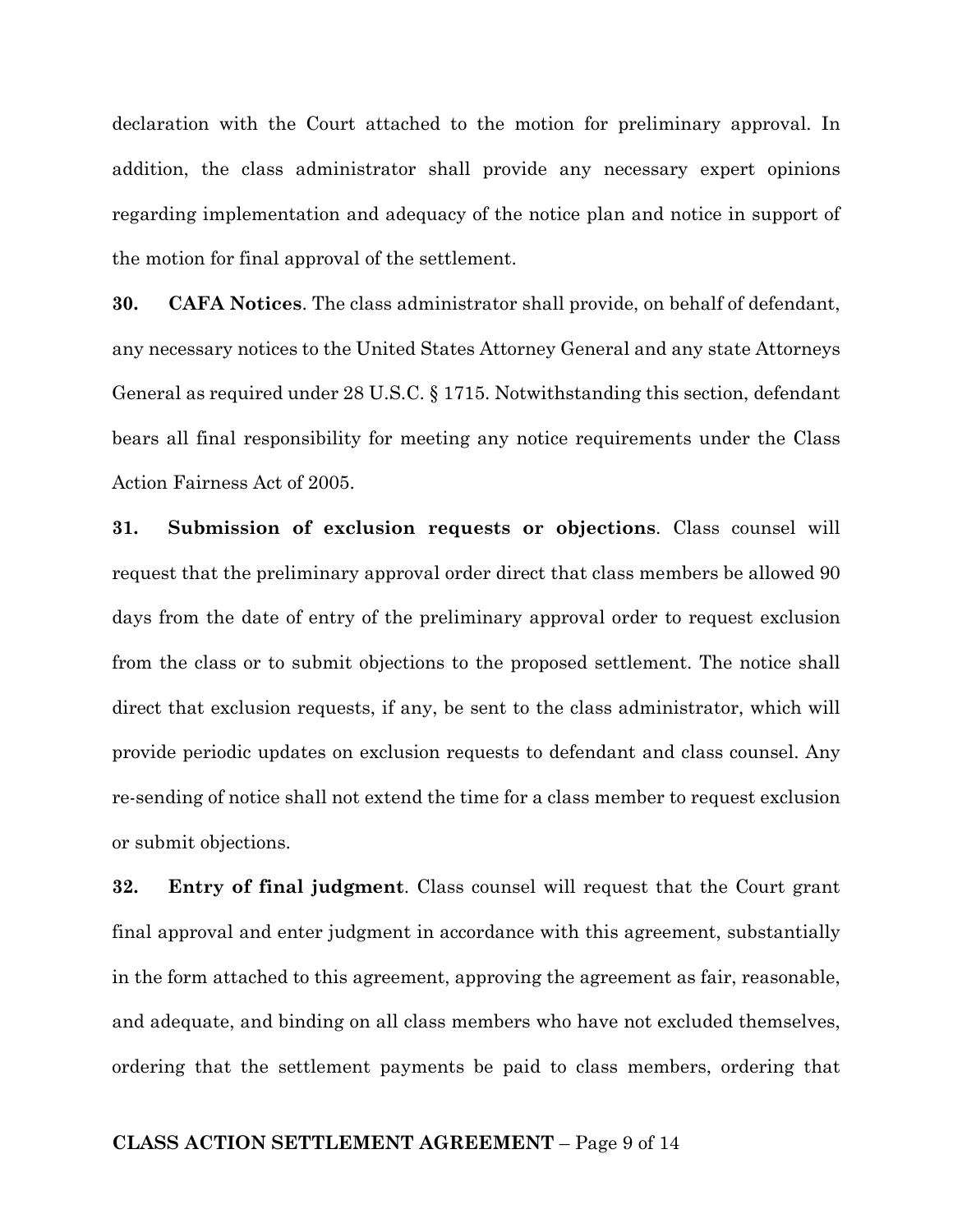declaration with the Court attached to the motion for preliminary approval. In addition, the class administrator shall provide any necessary expert opinions regarding implementation and adequacy of the notice plan and notice in support of the motion for final approval of the settlement.

**30. CAFA Notices**. The class administrator shall provide, on behalf of defendant, any necessary notices to the United States Attorney General and any state Attorneys General as required under 28 U.S.C. § 1715. Notwithstanding this section, defendant bears all final responsibility for meeting any notice requirements under the Class Action Fairness Act of 2005.

**31. Submission of exclusion requests or objections**. Class counsel will request that the preliminary approval order direct that class members be allowed 90 days from the date of entry of the preliminary approval order to request exclusion from the class or to submit objections to the proposed settlement. The notice shall direct that exclusion requests, if any, be sent to the class administrator, which will provide periodic updates on exclusion requests to defendant and class counsel. Any re-sending of notice shall not extend the time for a class member to request exclusion or submit objections.

**32. Entry of final judgment**. Class counsel will request that the Court grant final approval and enter judgment in accordance with this agreement, substantially in the form attached to this agreement, approving the agreement as fair, reasonable, and adequate, and binding on all class members who have not excluded themselves, ordering that the settlement payments be paid to class members, ordering that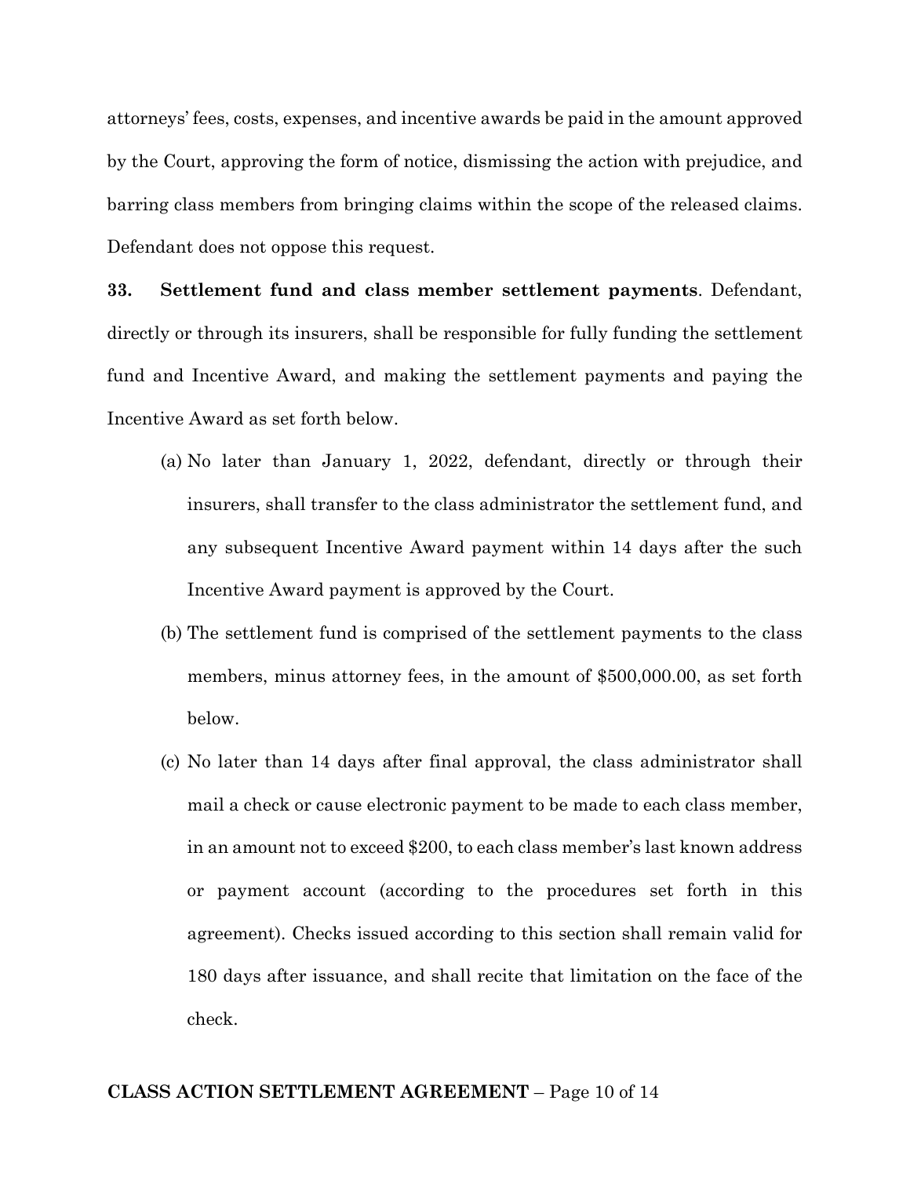attorneys' fees, costs, expenses, and incentive awards be paid in the amount approved by the Court, approving the form of notice, dismissing the action with prejudice, and barring class members from bringing claims within the scope of the released claims. Defendant does not oppose this request.

**33. Settlement fund and class member settlement payments**. Defendant, directly or through its insurers, shall be responsible for fully funding the settlement fund and Incentive Award, and making the settlement payments and paying the Incentive Award as set forth below.

(a) No later than January 1, 2022, defendant, directly or through their insurers, shall transfer to the class administrator the settlement fund, and any subsequent Incentive Award payment within 14 days after the such Incentive Award payment is approved by the Court.

(b) The settlement fund is comprised of the settlement payments to the class members, minus attorney fees, in the amount of $500,000.00, as set forth below.

(c) No later than 14 days after final approval, the class administrator shall mail a check or cause electronic payment to be made to each class member, in an amount not to exceed $200, to each class member's last known address or payment account (according to the procedures set forth in this agreement). Checks issued according to this section shall remain valid for 180 days after issuance, and shall recite that limitation on the face of the check.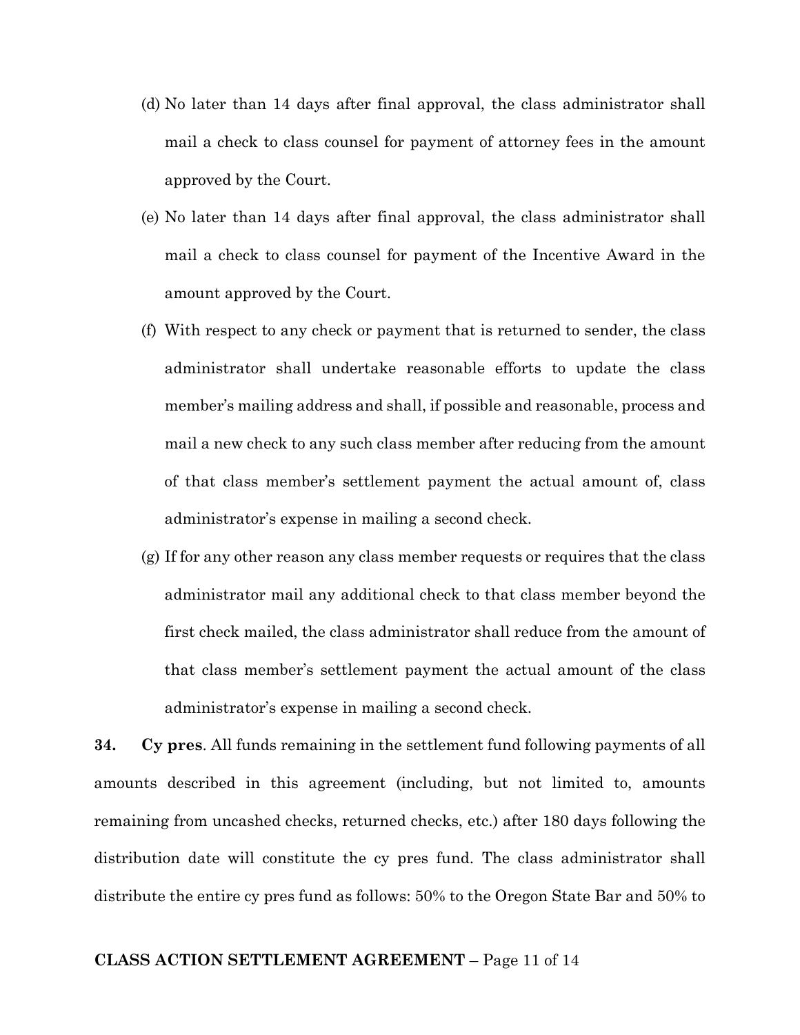(d) No later than 14 days after final approval, the class administrator shall mail a check to class counsel for payment of attorney fees in the amount approved by the Court.

(e) No later than 14 days after final approval, the class administrator shall mail a check to class counsel for payment of the Incentive Award in the amount approved by the Court.

(f) With respect to any check or payment that is returned to sender, the class administrator shall undertake reasonable efforts to update the class member's mailing address and shall, if possible and reasonable, process and mail a new check to any such class member after reducing from the amount of that class member's settlement payment the actual amount of, class administrator's expense in mailing a second check.

(g) If for any other reason any class member requests or requires that the class administrator mail any additional check to that class member beyond the first check mailed, the class administrator shall reduce from the amount of that class member's settlement payment the actual amount of the class administrator's expense in mailing a second check.

**34. Cy pres**. All funds remaining in the settlement fund following payments of all amounts described in this agreement (including, but not limited to, amounts remaining from uncashed checks, returned checks, etc.) after 180 days following the distribution date will constitute the cy pres fund. The class administrator shall distribute the entire cy pres fund as follows: 50% to the Oregon State Bar and 50% to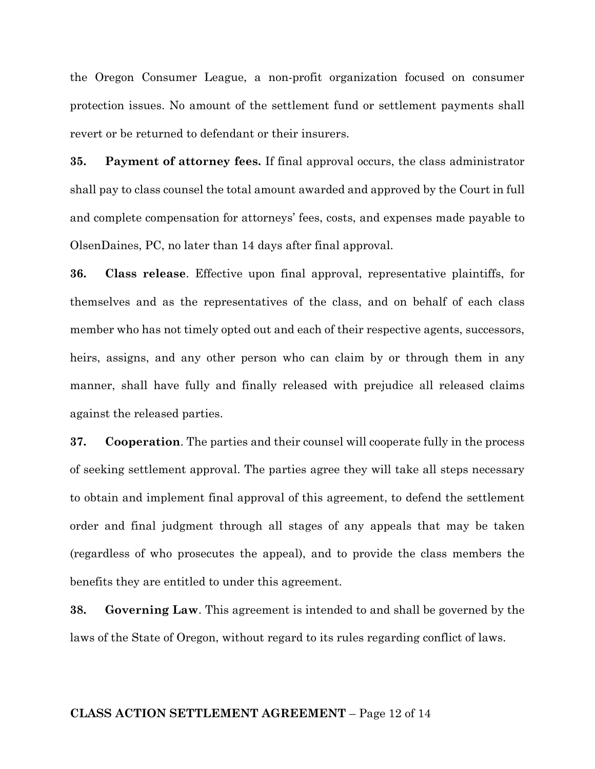the Oregon Consumer League, a non-profit organization focused on consumer protection issues. No amount of the settlement fund or settlement payments shall revert or be returned to defendant or their insurers.

**35. Payment of attorney fees.** If final approval occurs, the class administrator shall pay to class counsel the total amount awarded and approved by the Court in full and complete compensation for attorneys' fees, costs, and expenses made payable to OlsenDaines, PC, no later than 14 days after final approval.

**36. Class release**. Effective upon final approval, representative plaintiffs, for themselves and as the representatives of the class, and on behalf of each class member who has not timely opted out and each of their respective agents, successors, heirs, assigns, and any other person who can claim by or through them in any manner, shall have fully and finally released with prejudice all released claims against the released parties.

**37. Cooperation**. The parties and their counsel will cooperate fully in the process of seeking settlement approval. The parties agree they will take all steps necessary to obtain and implement final approval of this agreement, to defend the settlement order and final judgment through all stages of any appeals that may be taken (regardless of who prosecutes the appeal), and to provide the class members the benefits they are entitled to under this agreement.

**38. Governing Law**. This agreement is intended to and shall be governed by the laws of the State of Oregon, without regard to its rules regarding conflict of laws.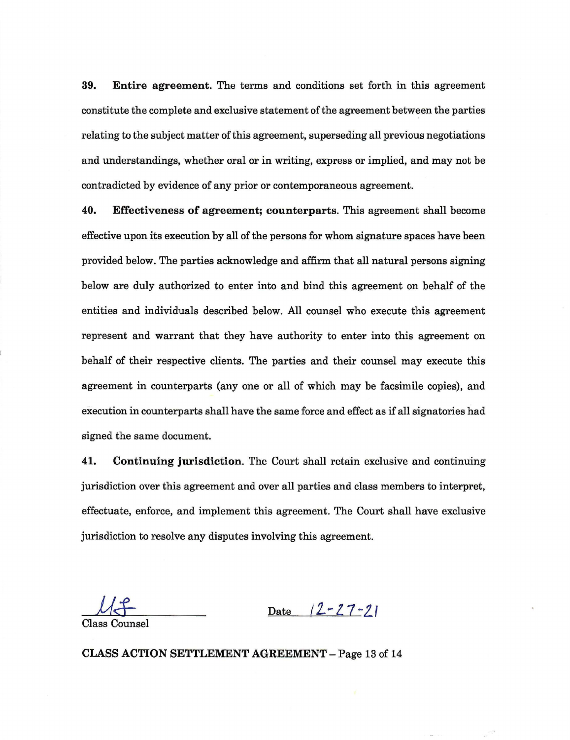**39. Entire agreement.** The terms and conditions set forth in this agreement constitute the complete and exclusive statement of the agreement between the parties relating to the subject matter of this agreement, superseding all previous negotiations and understandings, whether oral or in writing, express or implied, and may not be contradicted by evidence of any prior or contemporaneous agreement.

**40. Effectiveness of agreement; counterparts.** This agreement shall become effective upon its execution by all of the persons for whom signature spaces have been provided below. The parties acknowledge and affirm that all natural persons signing below are duly authorized to enter into and bind this agreement on behalf of the entities and individuals described below. All counsel who execute this agreement represent and warrant that they have authority to enter into this agreement on behalf of their respective clients. The parties and their counsel may execute this agreement in counterparts (any one or all of which may be facsimile copies), and execution in counterparts shall have the same force and effect as if all signatories had signed the same document.

**41. Continuing jurisdiction.** The Court shall retain exclusive and continuing jurisdiction over this agreement and over all parties and class members to interpret, effectuate, enforce, and implement this agreement. The Court shall have exclusive jurisdiction to resolve any disputes involving this agreement.

______________________ Date 12-27-21
Class Counsel

**CLASS ACTION SETTLEMENT AGREEMENT**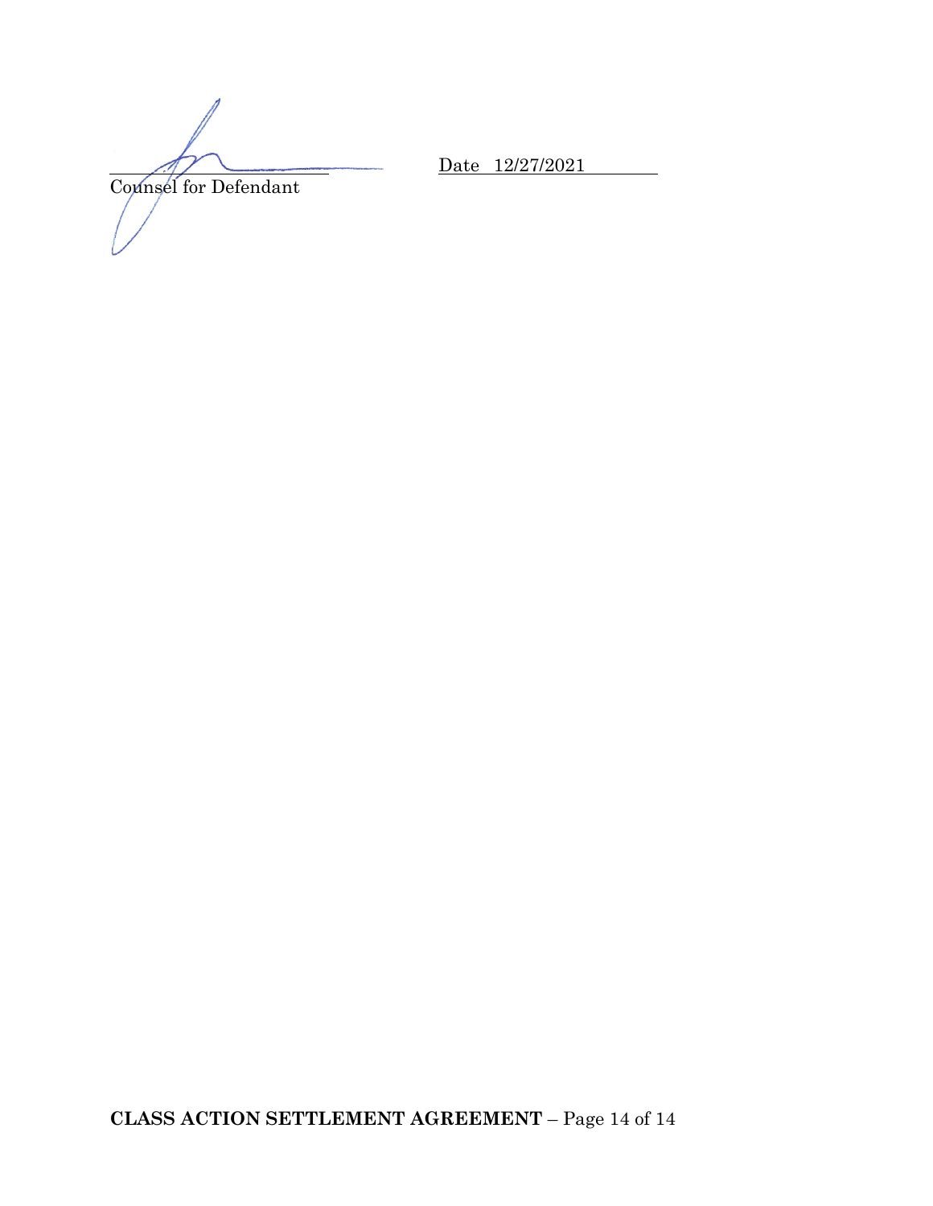______________________________ Date 12/27/2021

Counsel for Defendant